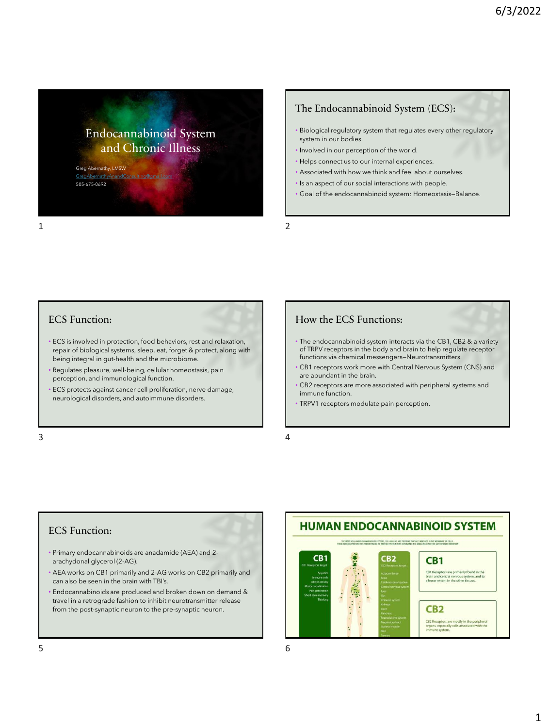# Endocannabinoid System and Chronic Illness

Greg Abernathy, LMSW

GregAbernathyAnandConsulting@gmail.com

505-675-0692

## The Endocannabinoid System (ECS):

- Biological regulatory system that regulates every other regulatory system in our bodies.
- Involved in our perception of the world.
- Helps connect us to our internal experiences.
- Associated with how we think and feel about ourselves.
- Is an aspect of our social interactions with people.
- Goal of the endocannabinoid system: Homeostasis–Balance.

## ECS Function:

- ECS is involved in protection, food behaviors, rest and relaxation, repair of biological systems, sleep, eat, forget & protect, along with being integral in gut-health and the microbiome.
- Regulates pleasure, well-being, cellular homeostasis, pain perception, and immunological function.
- ECS protects against cancer cell proliferation, nerve damage, neurological disorders, and autoimmune disorders.

## How the ECS Functions:

- The endocannabinoid system interacts via the CB1, CB2 & a variety of TRPV receptors in the body and brain to help regulate receptor functions via chemical messengers–Neurotransmitters.
- CB1 receptors work more with Central Nervous System (CNS) and are abundant in the brain.
- CB2 receptors are more associated with peripheral systems and immune function.
- TRPV1 receptors modulate pain perception.

## ECS Function:

- Primary endocannabinoids are anadamide (AEA) and 2-arachydonal glycerol (2-AG).
- AEA works on CB1 primarily and 2-AG works on CB2 primarily and can also be seen in the brain with TBI's.
- Endocannabinoids are produced and broken down on demand & travel in a retrograde fashion to inhibit neurotransmitter release from the post-synaptic neuron to the pre-synaptic neuron.

## HUMAN ENDOCANNABINOID SYSTEM

**CB1** — CB1 Receptors target: Appetite, Immune cells, Motor activity, Motor coordination, Pain perception, Short term memory, Thinking

**CB2** — CB2 Receptors target: Adipose tissue, Bone, Cardiovascular system, Central nervous system, Eyes, Gut, Immune system, Kidneys, Liver, Pancreas, Reproductive system, Respiratory tract, Skeletal muscle, Skin, Tumors

**CB1**: CB1 Receptors are primarily found in the brain and central nervous system, and to a lesser extent in the other tissues.

**CB2**: CB2 Receptors are mostly in the peripheral organs especially cells associated with the immune system.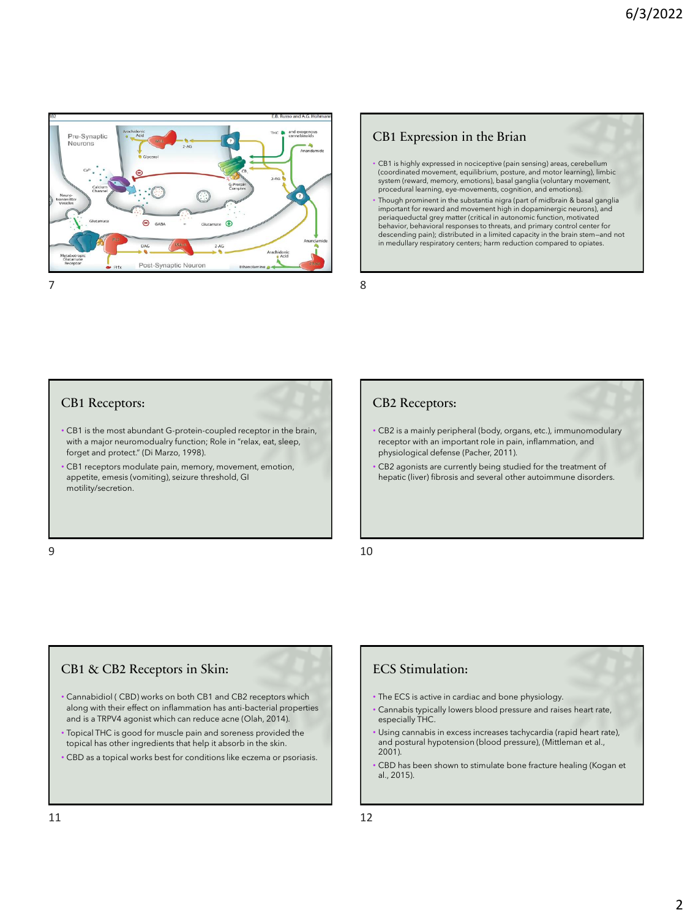## CB1 Expression in the Brian

- CB1 is highly expressed in nociceptive (pain sensing) areas, cerebellum (coordinated movement, equilibrium, posture, and motor learning), limbic system (reward, memory, emotions), basal ganglia (voluntary movement, procedural learning, eye-movements, cognition, and emotions).
- Though prominent in the substantia nigra (part of midbrain & basal ganglia important for reward and movement high in dopaminergic neurons), and periaqueductal grey matter (critical in autonomic function, motivated behavior, behavioral responses to threats, and primary control center for descending pain); distributed in a limited capacity in the brain stem—and not in medullary respiratory centers; harm reduction compared to opiates.

## CB1 Receptors:

- CB1 is the most abundant G-protein-coupled receptor in the brain, with a major neuromodulary function; Role in "relax, eat, sleep, forget and protect." (Di Marzo, 1998).
- CB1 receptors modulate pain, memory, movement, emotion, appetite, emesis (vomiting), seizure threshold, GI motility/secretion.

## CB2 Receptors:

- CB2 is a mainly peripheral (body, organs, etc.), immunomodulary receptor with an important role in pain, inflammation, and physiological defense (Pacher, 2011).
- CB2 agonists are currently being studied for the treatment of hepatic (liver) fibrosis and several other autoimmune disorders.

## CB1 & CB2 Receptors in Skin:

- Cannabidiol ( CBD) works on both CB1 and CB2 receptors which along with their effect on inflammation has anti-bacterial properties and is a TRPV4 agonist which can reduce acne (Olah, 2014).
- Topical THC is good for muscle pain and soreness provided the topical has other ingredients that help it absorb in the skin.
- CBD as a topical works best for conditions like eczema or psoriasis.

## ECS Stimulation:

- The ECS is active in cardiac and bone physiology.
- Cannabis typically lowers blood pressure and raises heart rate, especially THC.
- Using cannabis in excess increases tachycardia (rapid heart rate), and postural hypotension (blood pressure), (Mittleman et al., 2001).
- CBD has been shown to stimulate bone fracture healing (Kogan et al., 2015).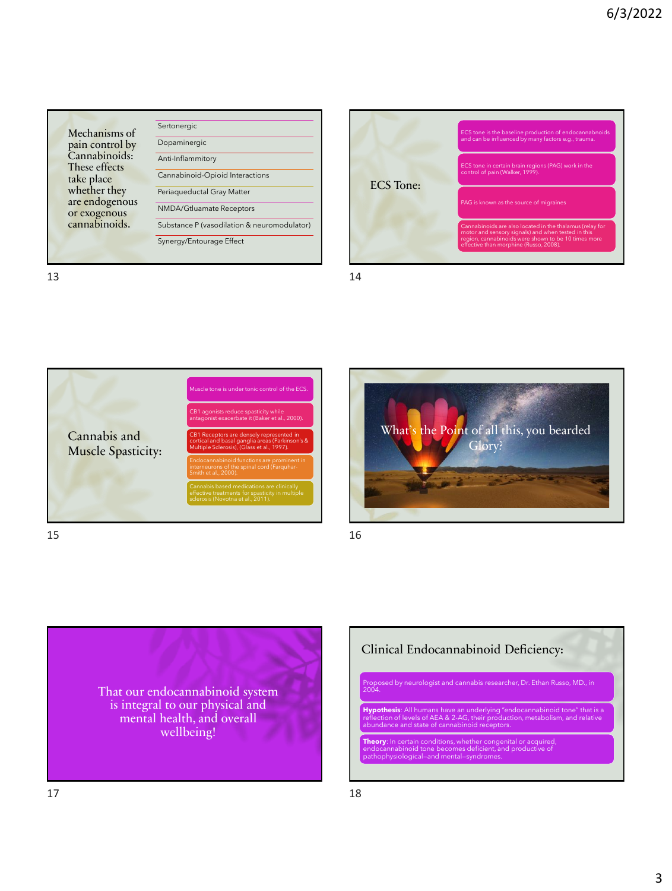## Mechanisms of pain control by Cannabinoids: These effects take place whether they are endogenous or exogenous cannabinoids.

- Sertonergic
- Dopaminergic
- Anti-Inflammitory
- Cannabinoid-Opioid Interactions
- Periaqueductal Gray Matter
- NMDA/Gtluamate Receptors
- Substance P (vasodilation & neuromodulator)
- Synergy/Entourage Effect

## ECS Tone:

- ECS tone is the baseline production of endocannabnoids and can be influenced by many factors e.g., trauma.
- ECS tone in certain brain regions (PAG) work in the control of pain (Walker, 1999).
- PAG is known as the source of migraines
- Cannabinoids are also located in the thalamus (relay for motor and sensory signals) and when tested in this region, cannabinoids were shown to be 10 times more effective than morphine (Russo, 2008).

## Cannabis and Muscle Spasticity:

- Muscle tone is under tonic control of the ECS.
- CB1 agonists reduce spasticity while antagonist exacerbate it (Baker et al., 2000).
- CB1 Receptors are densely represented in cortical and basal ganglia areas (Parkinson's & Multiple Sclerosis), (Glass et al., 1997).
- Endocannabinoid functions are prominent in interneurons of the spinal cord (Farquhar-Smith et al., 2000).
- Cannabis based medications are clinically effective treatments for spasticity in multiple sclerosis (Novotna et al., 2011).

## What's the Point of all this, you bearded Glory?

## That our endocannabinoid system is integral to our physical and mental health, and overall wellbeing!

## Clinical Endocannabinoid Deficiency:

- Proposed by neurologist and cannabis researcher, Dr. Ethan Russo, MD., in 2004.
- **Hypothesis**: All humans have an underlying "endocannabinoid tone" that is a reflection of levels of AEA & 2-AG, their production, metabolism, and relative abundance and state of cannabinoid receptors.
- **Theory**: In certain conditions, whether congenital or acquired, endocannabinoid tone becomes deficient, and productive of pathophysiological–and mental–syndromes.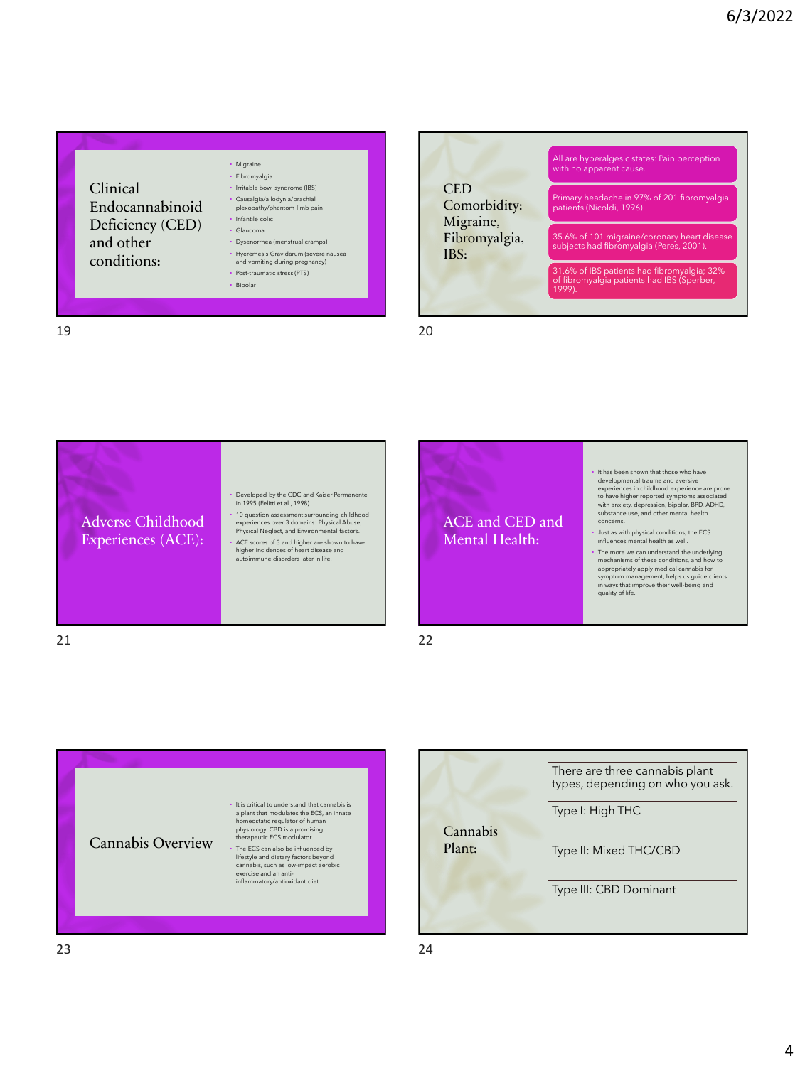## Clinical Endocannabinoid Deficiency (CED) and other conditions:

- Migraine
- Fibromyalgia
- Irritable bowel syndrome (IBS)
- Causalgia/allodynia/brachial plexopathy/phantom limb pain
- Infantile colic
- Glaucoma
- Dysenorrhea (menstrual cramps)
- Hyperemesis Gravidarum (severe nausea and vomiting during pregnancy)
- Post-traumatic stress (PTS)
- Bipolar

## CED Comorbidity: Migraine, Fibromyalgia, IBS:

- All are hyperalgesic states: Pain perception with no apparent cause.
- Primary headache in 97% of 201 fibromyalgia patients (Nicoldi, 1996).
- 35.6% of 101 migraine/coronary heart disease subjects had fibromyalgia (Peres, 2001).
- 31.6% of IBS patients had fibromyalgia; 32% of fibromyalgia patients had IBS (Sperber, 1999).

## Adverse Childhood Experiences (ACE):

- Developed by the CDC and Kaiser Permanente in 1995 (Felitti et al., 1998).
- 10 question assessment surrounding childhood experiences over 3 domains: Physical Abuse, Physical Neglect, and Environmental factors.
- ACE scores of 3 and higher are shown to have higher incidences of heart disease and autoimmune disorders later in life.

## ACE and CED and Mental Health:

- It has been shown that those who have developmental trauma and aversive experiences in childhood experience are prone to have higher reported symptoms associated with anxiety, depression, bipolar, BPD, ADHD, substance use, and other mental health concerns.
- Just as with physical conditions, the ECS influences mental health as well.
- The more we can understand the underlying mechanisms of these conditions, and how to appropriately apply medical cannabis for symptom management, helps us guide clients in ways that improve their well-being and quality of life.

## Cannabis Overview

- It is critical to understand that cannabis is a plant that modulates the ECS, an innate homeostatic regulator of human physiology. CBD is a promising therapeutic ECS modulator.
- The ECS can also be influenced by lifestyle and dietary factors beyond cannabis, such as low-impact aerobic exercise and an anti-inflammatory/antioxidant diet.

## Cannabis Plant:

There are three cannabis plant types, depending on who you ask.

- Type I: High THC
- Type II: Mixed THC/CBD
- Type III: CBD Dominant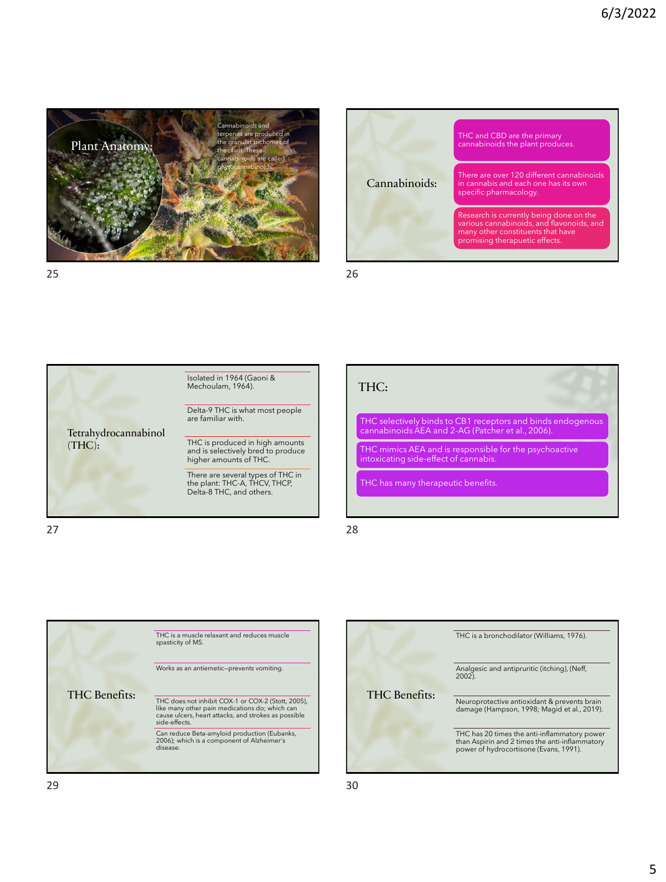## Plant Anatomy:

Cannabinoids and terpenes are produced in the granular trichomes of the plant. These cannabinoids are called phytocannabinoids.

## Cannabinoids:

- THC and CBD are the primary cannabinoids the plant produces.
- There are over 120 different cannabinoids in cannabis and each one has its own specific pharmacology.
- Research is currently being done on the various cannabinoids, and flavonoids, and many other constituents that have promising therapuetic effects.

## Tetrahydrocannabinol (THC):

- Isolated in 1964 (Gaoni & Mechoulam, 1964).
- Delta-9 THC is what most people are familiar with.
- THC is produced in high amounts and is selectively bred to produce higher amounts of THC.
- There are several types of THC in the plant: THC-A, THCV, THCP, Delta-8 THC, and others.

## THC:

- THC selectively binds to CB1 receptors and binds endogenous cannabinoids AEA and 2-AG (Patcher et al., 2006).
- THC mimics AEA and is responsible for the psychoactive intoxicating side-effect of cannabis.
- THC has many therapeutic benefits.

## THC Benefits:

- THC is a muscle relaxant and reduces muscle spasticity of MS.
- Works as an antiemetic–prevents vomiting.
- THC does not inhibit COX-1 or COX-2 (Stott, 2005), like many other pain medications do; which can cause ulcers, heart attacks, and strokes as possible side-effects.
- Can reduce Beta-amyloid production (Eubanks, 2006); which is a component of Alzheimer's disease.

## THC Benefits:

- THC is a bronchodilator (Williams, 1976).
- Analgesic and antipruritic (itching), (Neff, 2002).
- Neuroprotective antioxidant & prevents brain damage (Hampson, 1998; Magid et al., 2019).
- THC has 20 times the anti-inflammatory power than Aspirin and 2 times the anti-inflammatory power of hydrocortisone (Evans, 1991).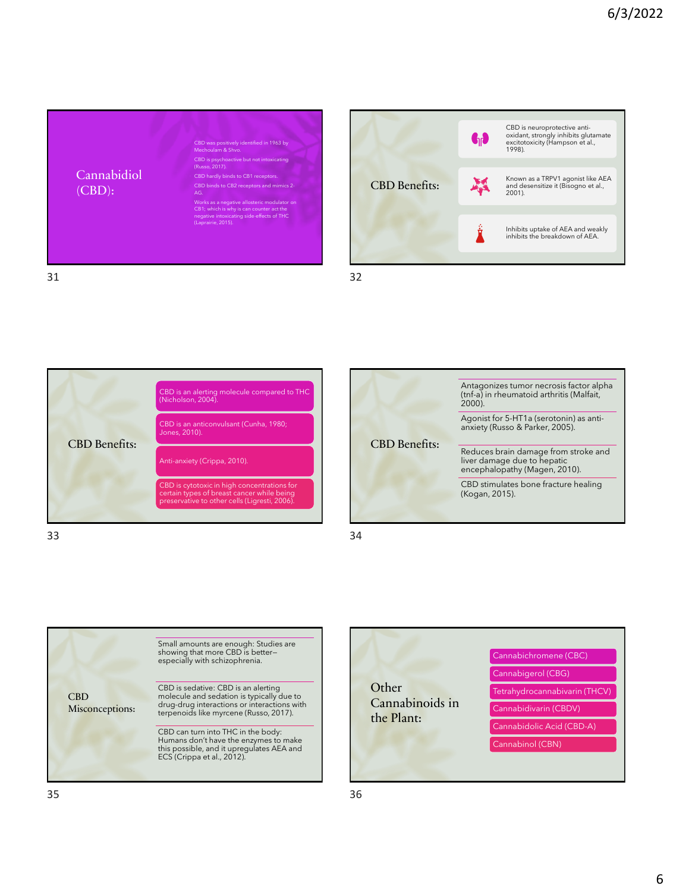## Cannabidiol (CBD):

- CBD was positively identified in 1963 by Mechoulam & Shvo.
- CBD is psychoactive but not intoxicating (Russo, 2017).
- CBD hardly binds to CB1 receptors.
- CBD binds to CB2 receptors and mimics 2-AG.
- Works as a negative allosteric modulator on CB1; which is why is can counter act the negative intoxicating side-effects of THC (Laprairie, 2015).

## CBD Benefits:

- CBD is neuroprotective anti-oxidant, strongly inhibits glutamate excitotoxicity (Hampson et al., 1998).
- Known as a TRPV1 agonist like AEA and desensitize it (Bisogno et al., 2001).
- Inhibits uptake of AEA and weakly inhibits the breakdown of AEA.

## CBD Benefits:

- CBD is an alerting molecule compared to THC (Nicholson, 2004).
- CBD is an anticonvulsant (Cunha, 1980; Jones, 2010).
- Anti-anxiety (Crippa, 2010).
- CBD is cytotoxic in high concentrations for certain types of breast cancer while being preservative to other cells (Ligresti, 2006).

## CBD Benefits:

- Antagonizes tumor necrosis factor alpha (tnf-a) in rheumatoid arthritis (Malfait, 2000).
- Agonist for 5-HT1a (serotonin) as anti-anxiety (Russo & Parker, 2005).
- Reduces brain damage from stroke and liver damage due to hepatic encephalopathy (Magen, 2010).
- CBD stimulates bone fracture healing (Kogan, 2015).

## CBD Misconceptions:

- Small amounts are enough: Studies are showing that more CBD is better—especially with schizophrenia.
- CBD is sedative: CBD is an alerting molecule and sedation is typically due to drug-drug interactions or interactions with terpenoids like myrcene (Russo, 2017).
- CBD can turn into THC in the body: Humans don't have the enzymes to make this possible, and it upregulates AEA and ECS (Crippa et al., 2012).

## Other Cannabinoids in the Plant:

- Cannabichromene (CBC)
- Cannabigerol (CBG)
- Tetrahydrocannabivarin (THCV)
- Cannabidivarin (CBDV)
- Cannabidolic Acid (CBD-A)
- Cannabinol (CBN)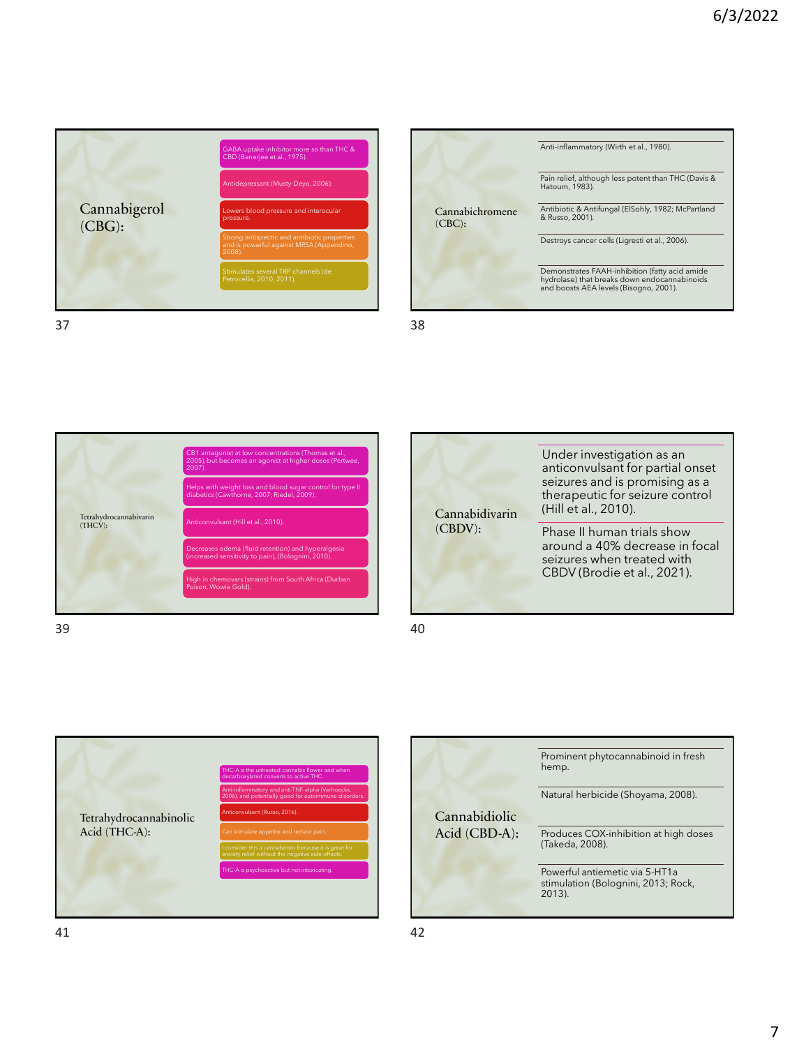## Cannabigerol (CBG):

- GABA uptake inhibitor more so than THC & CBD (Banerjee et al., 1975).
- Antidepressant (Musty-Deyo, 2006).
- Lowers blood pressure and interocular pressure.
- Strong antispectic and antibiotic properties and is powerful against MRSA (Appendino, 2008).
- Stimulates several TRP channels (de Petrocellis, 2010; 2011).

## Cannabichromene (CBC):

- Anti-inflammatory (Wirth et al., 1980).
- Pain relief, although less potent than THC (Davis & Hatoum, 1983).
- Antibiotic & Antifungal (ElSohly, 1982; McPartland & Russo, 2001).
- Destroys cancer cells (Ligresti et al., 2006).
- Demonstrates FAAH-inhibition (fatty acid amide hydrolase) that breaks down endocannabinoids and boosts AEA levels (Bisogno, 2001).

## Tetrahydrocannabivarin (THCV):

- CB1 antagonist at low concentrations (Thomas et al., 2005), but becomes an agonist at higher doses (Pertwee, 2007).
- Helps with weight loss and blood sugar control for type II diabetics (Cawthorne, 2007; Riedel, 2009).
- Anticonvulsant (Hill et al., 2010).
- Decreases edema (fluid retention) and hyperalgesia (increased sensitivity to pain), (Bolognini, 2010).
- High in chemovars (strains) from South Africa (Durban Poison, Wowie Gold).

## Cannabidivarin (CBDV):

- Under investigation as an anticonvulsant for partial onset seizures and is promising as a therapeutic for seizure control (Hill et al., 2010).
- Phase II human trials show around a 40% decrease in focal seizures when treated with CBDV (Brodie et al., 2021).

## Tetrahydrocannabinolic Acid (THC-A):

- THC-A is the unheated cannabis flower and when decarboxylated converts to active THC.
- Anti-inflammatory and anti-TNF-alpha (Verhoeckx, 2006), and potentially good for autoimmune disorders.
- Anticonvulsant (Russo, 2016).
- Can stimulate appetite and reduce pain.
- I consider this a cannabenzo because it is great for anxiety relief without the negative side-effects.
- THC-A is psychoactive but not intoxicating.

## Cannabidiolic Acid (CBD-A):

- Prominent phytocannabinoid in fresh hemp.
- Natural herbicide (Shoyama, 2008).
- Produces COX-inhibition at high doses (Takeda, 2008).
- Powerful antiemetic via 5-HT1a stimulation (Bolognini, 2013; Rock, 2013).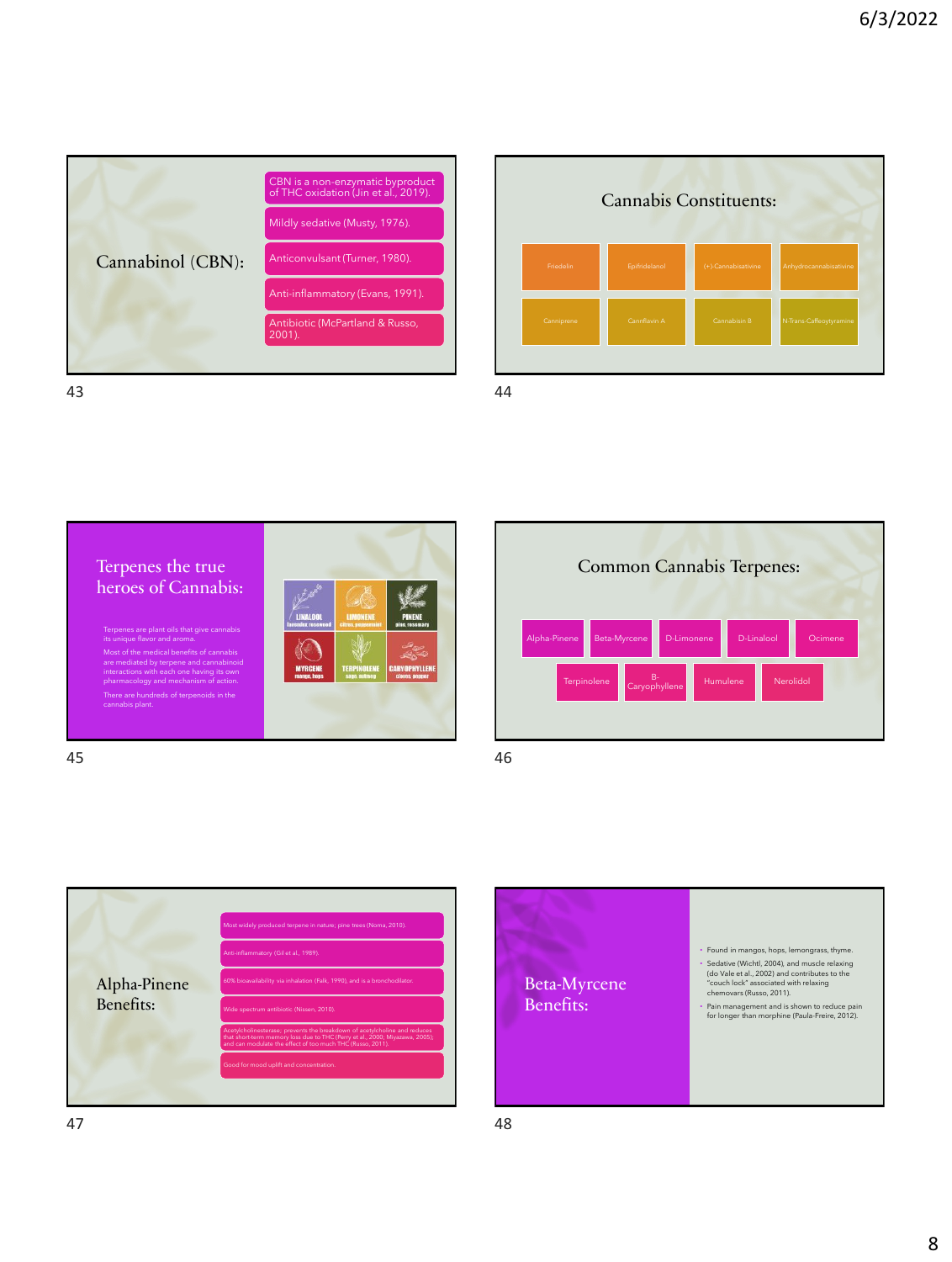## Cannabinol (CBN):

- CBN is a non-enzymatic byproduct of THC oxidation (Jin et al., 2019).
- Mildly sedative (Musty, 1976).
- Anticonvulsant (Turner, 1980).
- Anti-inflammatory (Evans, 1991).
- Antibiotic (McPartland & Russo, 2001).

## Cannabis Constituents:

| | | | |
|---|---|---|---|
| Friedelin | Epifridelanol | (+)-Cannabisativine | Anhydrocannabisativine |
| Canniprene | Cannflavin A | Cannabisin B | N-Trans-Caffeoytyramine |

## Terpenes the true heroes of Cannabis:

Terpenes are plant oils that give cannabis its unique flavor and aroma.

Most of the medical benefits of cannabis are mediated by terpene and cannabinoid interactions with each one having its own pharmacology and mechanism of action.

There are hundreds of terpenoids in the cannabis plant.

| | | |
|---|---|---|
| LINALOOL lavender, rosewood | LIMONENE citrus, peppermint | PINENE pine, rosemary |
| MYRCENE mango, hops | TERPINOLENE sage, nutmeg | CARYOPHYLLENE cloves, pepper |

## Common Cannabis Terpenes:

- Alpha-Pinene
- Beta-Myrcene
- D-Limonene
- D-Linalool
- Ocimene
- Terpinolene
- B-Caryophyllene
- Humulene
- Nerolidol

## Alpha-Pinene Benefits:

- Most widely produced terpene in nature; pine trees (Noma, 2010).
- Anti-inflammatory (Gil et al., 1989).
- 60% bioavailability via inhalation (Falk, 1990), and is a bronchodilator.
- Wide spectrum antibiotic (Nissen, 2010).
- Acetylcholinesterase; prevents the breakdown of acetylcholine and reduces that short-term memory loss due to THC (Perry et al., 2000; Miyazawa, 2005); and can modulate the effect of too much THC (Russo, 2011).
- Good for mood uplift and concentration.

## Beta-Myrcene Benefits:

- Found in mangos, hops, lemongrass, thyme.
- Sedative (Wichtl, 2004), and muscle relaxing (do Vale et al., 2002) and contributes to the "couch lock" associated with relaxing chemovars (Russo, 2011).
- Pain management and is shown to reduce pain for longer than morphine (Paula-Freire, 2012).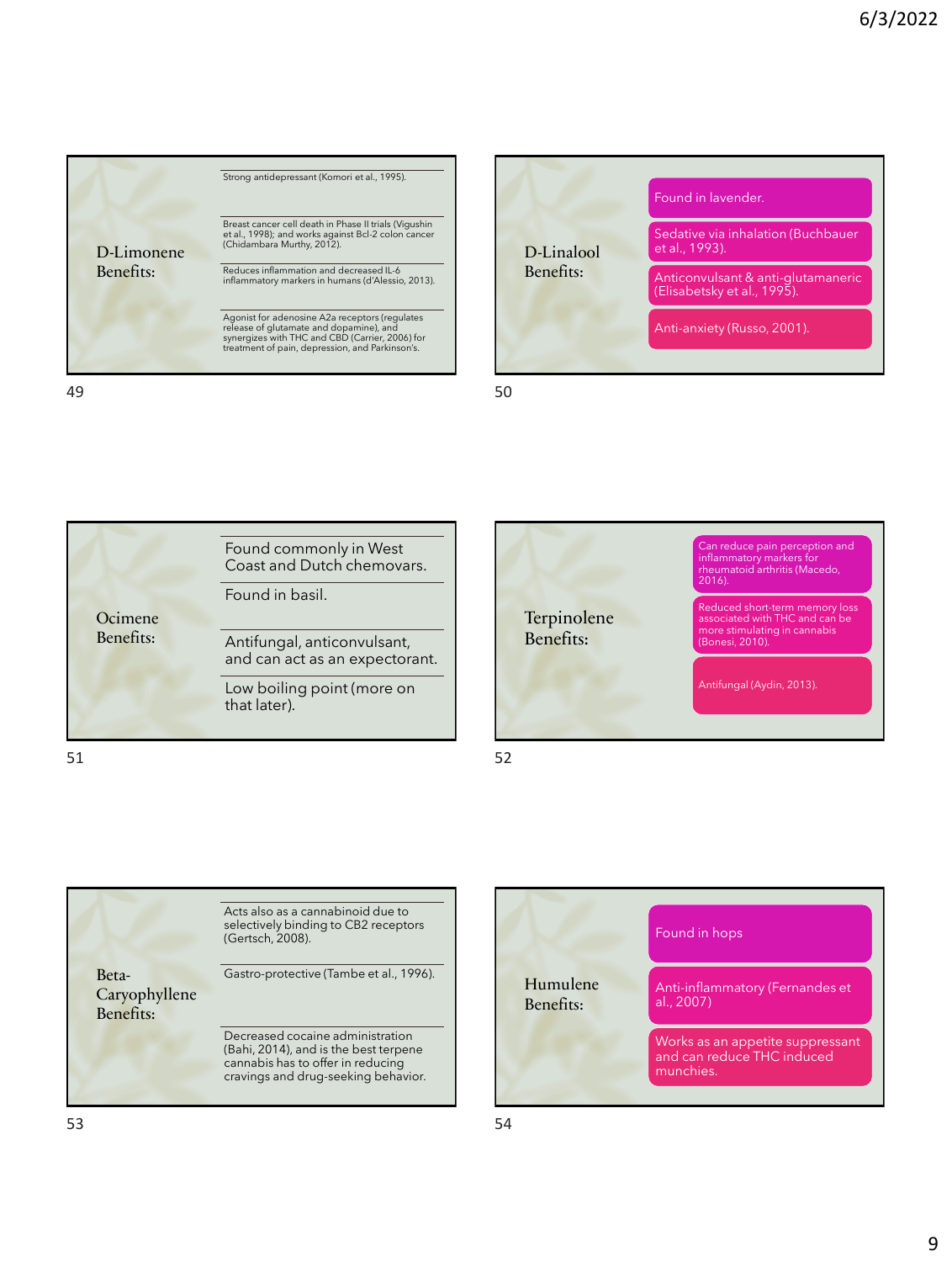## D-Limonene Benefits:

- Strong antidepressant (Komori et al., 1995).
- Breast cancer cell death in Phase II trials (Vigushin et al., 1998); and works against Bcl-2 colon cancer (Chidambara Murthy, 2012).
- Reduces inflammation and decreased IL-6 inflammatory markers in humans (d'Alessio, 2013).
- Agonist for adenosine A2a receptors (regulates release of glutamate and dopamine), and synergizes with THC and CBD (Carrier, 2006) for treatment of pain, depression, and Parkinson's.

## D-Linalool Benefits:

- Found in lavender.
- Sedative via inhalation (Buchbauer et al., 1993).
- Anticonvulsant & anti-glutamaneric (Elisabetsky et al., 1995).
- Anti-anxiety (Russo, 2001).

## Ocimene Benefits:

- Found commonly in West Coast and Dutch chemovars.
- Found in basil.
- Antifungal, anticonvulsant, and can act as an expectorant.
- Low boiling point (more on that later).

## Terpinolene Benefits:

- Can reduce pain perception and inflammatory markers for rheumatoid arthritis (Macedo, 2016).
- Reduced short-term memory loss associated with THC and can be more stimulating in cannabis (Bonesi, 2010).
- Antifungal (Aydin, 2013).

## Beta-Caryophyllene Benefits:

- Acts also as a cannabinoid due to selectively binding to CB2 receptors (Gertsch, 2008).
- Gastro-protective (Tambe et al., 1996).
- Decreased cocaine administration (Bahi, 2014), and is the best terpene cannabis has to offer in reducing cravings and drug-seeking behavior.

## Humulene Benefits:

- Found in hops
- Anti-inflammatory (Fernandes et al., 2007)
- Works as an appetite suppressant and can reduce THC induced munchies.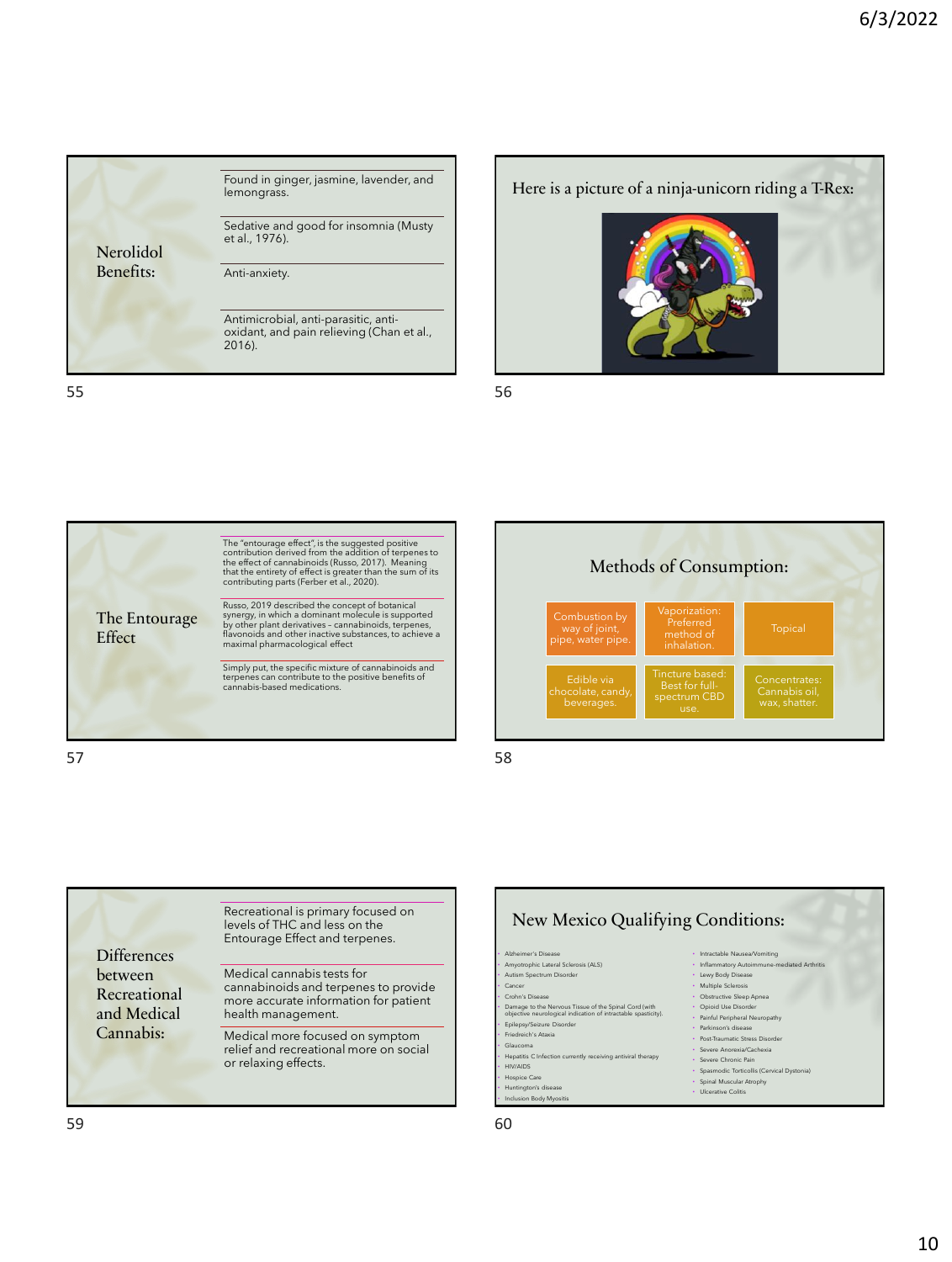## Nerolidol Benefits:

- Found in ginger, jasmine, lavender, and lemongrass.
- Sedative and good for insomnia (Musty et al., 1976).
- Anti-anxiety.
- Antimicrobial, anti-parasitic, anti-oxidant, and pain relieving (Chan et al., 2016).

## Here is a picture of a ninja-unicorn riding a T-Rex:

## The Entourage Effect

- The "entourage effect", is the suggested positive contribution derived from the addition of terpenes to the effect of cannabinoids (Russo, 2017). Meaning that the entirety of effect is greater than the sum of its contributing parts (Ferber et al., 2020).
- Russo, 2019 described the concept of botanical synergy, in which a dominant molecule is supported by other plant derivatives – cannabinoids, terpenes, flavonoids and other inactive substances, to achieve a maximal pharmacological effect
- Simply put, the specific mixture of cannabinoids and terpenes can contribute to the positive benefits of cannabis-based medications.

## Methods of Consumption:

| | | |
|---|---|---|
| Combustion by way of joint, pipe, water pipe. | Vaporization: Preferred method of inhalation. | Topical |
| Edible via chocolate, candy, beverages. | Tincture based: Best for full-spectrum CBD use. | Concentrates: Cannabis oil, wax, shatter. |

## Differences between Recreational and Medical Cannabis:

- Recreational is primary focused on levels of THC and less on the Entourage Effect and terpenes.
- Medical cannabis tests for cannabinoids and terpenes to provide more accurate information for patient health management.
- Medical more focused on symptom relief and recreational more on social or relaxing effects.

## New Mexico Qualifying Conditions:

- Alzheimer's Disease
- Amyotrophic Lateral Sclerosis (ALS)
- Autism Spectrum Disorder
- Cancer
- Crohn's Disease
- Damage to the Nervous Tissue of the Spinal Cord (with objective neurological indication of intractable spasticity).
- Epilepsy/Seizure Disorder
- Friedreich's Ataxia
- Glaucoma
- Hepatitis C Infection currently receiving antiviral therapy
- HIV/AIDS
- Hospice Care
- Huntington's disease
- Inclusion Body Myositis
- Intractable Nausea/Vomiting
- Inflammatory Autoimmune-mediated Arthritis
- Lewy Body Disease
- Multiple Sclerosis
- Obstructive Sleep Apnea
- Opioid Use Disorder
- Painful Peripheral Neuropathy
- Parkinson's disease
- Post-Traumatic Stress Disorder
- Severe Anorexia/Cachexia
- Severe Chronic Pain
- Spasmodic Torticollis (Cervical Dystonia)
- Spinal Muscular Atrophy
- Ulcerative Colitis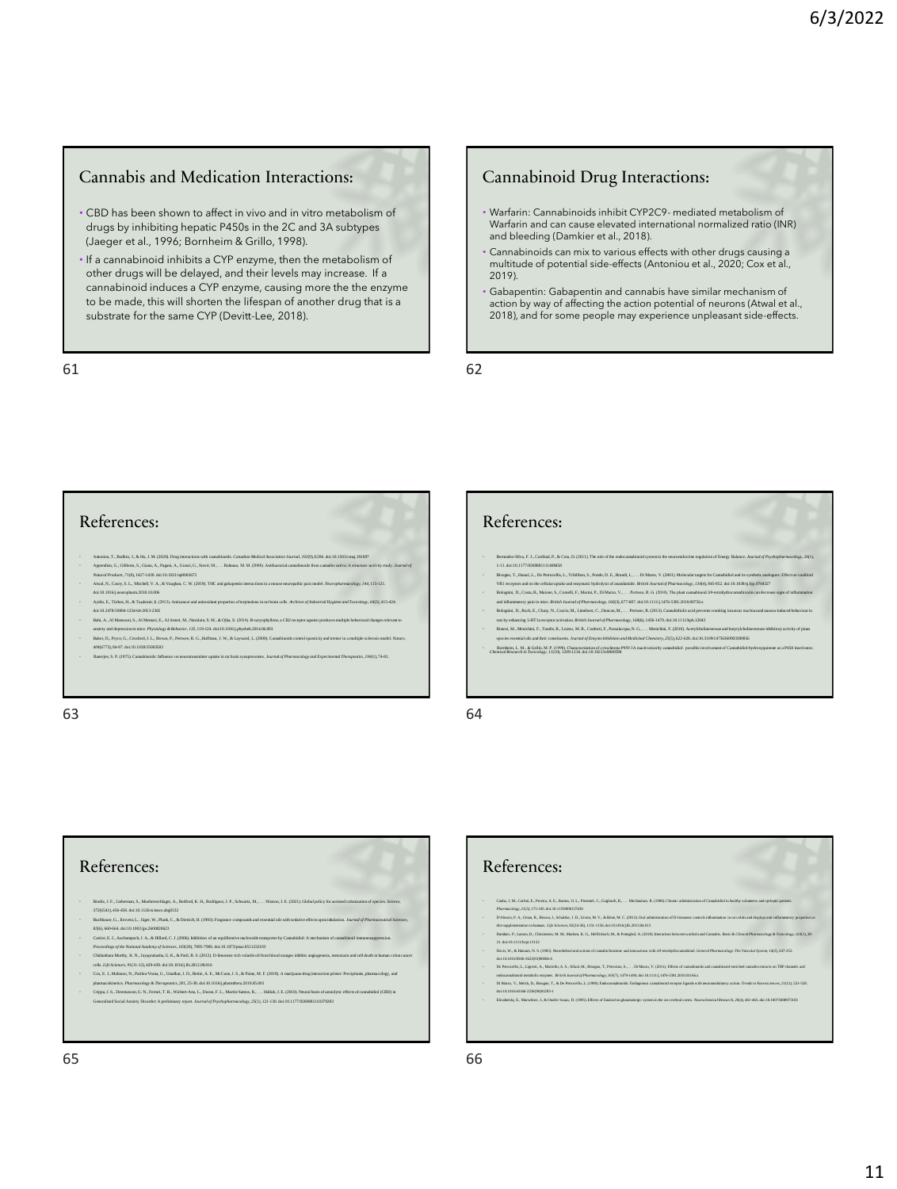## Cannabis and Medication Interactions:

- CBD has been shown to affect in vivo and in vitro metabolism of drugs by inhibiting hepatic P450s in the 2C and 3A subtypes (Jaeger et al., 1996; Bornheim & Grillo, 1998).
- If a cannabinoid inhibits a CYP enzyme, then the metabolism of other drugs will be delayed, and their levels may increase. If a cannabinoid induces a CYP enzyme, causing more the the enzyme to be made, this will shorten the lifespan of another drug that is a substrate for the same CYP (Devitt-Lee, 2018).

## Cannabinoid Drug Interactions:

- Warfarin: Cannabinoids inhibit CYP2C9- mediated metabolism of Warfarin and can cause elevated international normalized ratio (INR) and bleeding (Damkier et al., 2018).
- Cannabinoids can mix to various effects with other drugs causing a multitude of potential side-effects (Antoniou et al., 2020; Cox et al., 2019).
- Gabapentin: Gabapentin and cannabis have similar mechanism of action by way of affecting the action potential of neurons (Atwal et al., 2018), and for some people may experience unpleasant side-effects.

## References:

- Antoniou, T., Bodkin, J., & Ho, J. M. (2020). Drug interactions with cannabinoids. *Canadian Medical Association Journal, 192*(9), E206. doi:10.1503/cmaj.191097
- Appendino, G., Gibbons, S., Giana, A., Pagani, A., Grassi, G., Stavri, M., . . . Rahman, M. M. (2008). Antibacterial cannabinoids from cannabis sativa: A structure–activity study. *Journal of Natural Products, 71*(8), 1427-1430. doi:10.1021/np8002673
- Atwal, N., Casey, S. L., Mitchell, V. A., & Vaughan, C. W. (2019). THC and gabapentin interactions in a mouse neuropathic pain model. *Neuropharmacology, 144*, 115-121. doi:10.1016/j.neuropharm.2018.10.006
- Aydin, E., Türkez, H., & Taşdemir, Ş. (2013). Anticancer and antioxidant properties of terpinolene in rat brain cells. *Archives of Industrial Hygiene and Toxicology, 64*(3), 415-424. doi:10.2478/10004-1254-64-2013-2365
- Bahi, A., Al Mansouri, S., Al Memari, E., Al Ameri, M., Nurulain, S. M., & Ojha, S. (2014). B-caryophyllene, a CB2 receptor agonist produces multiple behavioral changes relevant to anxiety and depression in mice. *Physiology & Behavior, 135*, 119-124. doi:10.1016/j.physbeh.2014.06.003
- Baker, D., Pryce, G., Croxford, J. L., Brown, P., Pertwee, R. G., Huffman, J. W., & Layward, L. (2000). Cannabinoids control spasticity and tremor in a multiple sclerosis model. *Nature, 404*(6773), 84-87. doi:10.1038/35003583
- Banerjee, S. P. (1975). Cannabinoids: Influence on neurotransmitter uptake in rat brain synaptosomes. *Journal of Pharmacology and Experimental Therapeutics, 194*(1), 74-81.

## References:

- Bermudez-Silva, F. J., Cardinal, P., & Cota, D. (2011). The role of the endocannabinoid system in the neuroendocrine regulation of Energy Balance. *Journal of Psychopharmacology, 26*(1), 1-11. doi:10.1177/0269881111408651
- Bisogno, T., Hanuš, L., De Petrocellis, L., Tchilibon, S., Ponde, D. E., Brandi, I., . . . Di Marzo, V. (2001). Molecular targets for Cannabidiol and its synthetic analogues: Effect on vanilloid VR1 receptors and on the cellular uptake and enzymatic hydrolysis of anandamide. *British Journal of Pharmacology, 134*(4), 845-852. doi:10.1038/sj.bjp.0704327
- Bolognini, D., Costa, B., Maione, S., Comelli, F., Marini, P., Di Marzo, V., . . . Pertwee, R. G. (2010). The plant cannabinoid Δ9-tetrahydrocannabivarin can decrease signs of inflammation and inflammatory pain in mice. *British Journal of Pharmacology, 160*(3), 677-687. doi:10.1111/j.1476-5381.2010.00756.x
- Bolognini, D., Rock, E., Cluny, N., Cascio, M., Limebeer, C., Duncan, M., . . . Pertwee, R. (2013). Cannabidiolic acid prevents vomiting in *suncus murinus* and nausea-induced behaviour in rats by enhancing 5-HT1A receptor activation. *British Journal of Pharmacology, 168*(6), 1456-1470. doi:10.1111/bph.12043
- Bonesi, M., Menichini, F., Tundis, R., Loizzo, M. R., Conforti, F., Passalacqua, N. G., . . . Menichini, F. (2010). Acetylcholinesterase and butyrylcholinesterase inhibitory activity of pinus species essential oils and their constituents. *Journal of Enzyme Inhibition and Medicinal Chemistry, 25*(5), 622-628. doi:10.3109/14756360903389856
- Bornheim, L. M., & Grillo, M. P. (1998). Characterization of cytochrome P450 3A inactivation by cannabidiol: possible involvement of Cannabidiol-hydroxyquinone as a P450 inactivator. *Chemical Research in Toxicology, 11*(10), 1209-1216. doi:10.1021/tx9800598

## References:

- Brodie, J. F., Lieberman, S., Moehrenschlager, A., Redford, K. H., Rodríguez, J. P., Schwartz, M., . . . Watson, J. E. (2021). Global policy for assisted colonization of species. *Science, 372*(6541), 456-458. doi:10.1126/science.abg0532
- Buchbauer, G., Jirovetz, L., Jäger, W., Plank, C., & Dietrich, H. (1993). Fragrance compounds and essential oils with sedative effects upon inhalation. *Journal of Pharmaceutical Sciences, 82*(6), 660-664. doi:10.1002/jps.2600820623
- Carrier, E. J., Auchampach, J. A., & Hillard, C. J. (2006). Inhibition of an equilibrative nucleoside transporter by Cannabidiol: A mechanism of cannabinoid immunosuppression. *Proceedings of the National Academy of Sciences, 103*(20), 7895-7900. doi:10.1073/pnas.0511232103
- Chidambara Murthy, K. N., Jayaprakasha, G. K., & Patil, B. S. (2012). D-limonene rich volatile oil from blood oranges inhibits angiogenesis, metastasis and cell death in human colon cancer cells. *Life Sciences, 91*(11-12), 429-439. doi:10.1016/j.lfs.2012.08.016
- Cox, E. J., Maharao, N., Patilea-Vrana, G., Unadkat, J. D., Rettie, A. E., McCune, J. S., & Paine, M. F. (2019). A marijuana-drug interaction primer: Precipitants, pharmacology, and pharmacokinetics. *Pharmacology & Therapeutics, 201*, 25-38. doi:10.1016/j.pharmthera.2019.05.001
- Crippa, J. S., Derenusson, G. N., Ferrari, T. B., Wichert-Ana, L., Duran, F. L., Martin-Santos, R., . . . Hallak, J. E. (2010). Neural basis of anxiolytic effects of cannabidiol (CBD) in Generalized Social Anxiety Disorder: A preliminary report. *Journal of Psychopharmacology, 25*(1), 121-130. doi:10.1177/0269881110379283

## References:

- Cunha, J. M., Carlini, E., Pereira, A. E., Ramos, O. L., Pimentel, C., Gagliardi, R., . . . Mechoulam, R. (1980). Chronic administration of Cannabidiol to healthy volunteers and epileptic patients. *Pharmacology, 21*(3), 175-185. doi:10.1159/000137430
- D'Alessio, P. A., Ostan, R., Bisson, J., Schulzke, J. D., Ursini, M. V., & Béné, M. C. (2013). Oral administration of D-limonene controls inflammation in rat colitis and displays anti-inflammatory properties as diet supplementation in humans. *Life Sciences, 92*(24-26), 1151-1156. doi:10.1016/j.lfs.2013.04.013
- Damkier, P., Lassen, D., Christensen, M. M., Madsen, K. G., Hellfritzsch, M., & Pottegård, A. (2018). Interaction between warfarin and Cannabis. *Basic & Clinical Pharmacology & Toxicology, 124*(1), 28-31. doi:10.1111/bcpt.13152
- Davis, W., & Hatoum, N. S. (1983). Neurobehavioral actions of cannabichromene and interactions with Δ9-tetrahydrocannabinol. *General Pharmacology: The Vascular System, 14*(2), 247-252. doi:10.1016/0306-3623(83)90004-6
- De Petrocellis, L., Ligresti, A., Moriello, A. S., Allarà, M., Bisogno, T., Petrosino, S., . . . Di Marzo, V. (2011). Effects of cannabinoids and cannabinoid-enriched cannabis extracts on TRP channels and endocannabinoid metabolic enzymes. *British Journal of Pharmacology, 163*(7), 1479-1494. doi:10.1111/j.1476-5381.2010.01166.x
- Di Marzo, V., Melck, D., Bisogno, T., & De Petrocellis, L. (1998). Endocannabinoids: Endogenous cannabinoid receptor ligands with neuromodulatory action. *Trends in Neurosciences, 21*(12), 521-528. doi:10.1016/s0166-2236(98)01283-1
- Elisabetsky, E., Marschner, J., & Onofre Souza, D. (1995). Effects of linalool on glutamatergic system in the rat cerebral cortex. *Neurochemical Research, 20*(4), 461-465. doi:10.1007/bf00973103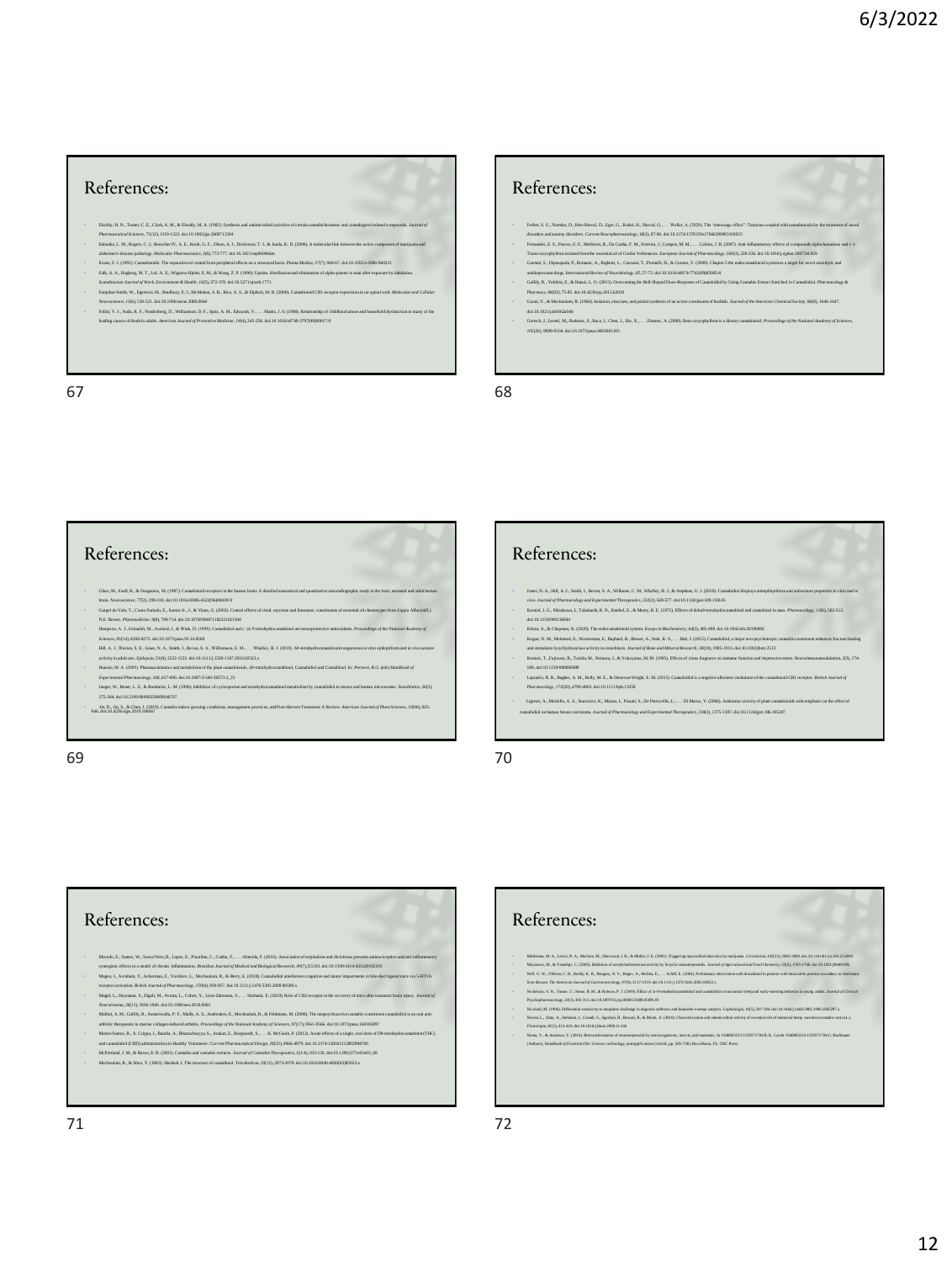## References:

- Elsohly, H. N., Turner, C. E., Clark, A. M., & Elsohly, M. A. (1982). Synthesis and antimicrobial activities of certain cannabichromene and cannabigerol related compounds. *Journal of Pharmaceutical Sciences*, 71(12), 1319-1323. doi:10.1002/jps.2600711204
- Eubanks, L. M., Rogers, C. J., Beuscher IV, A. E., Koob, G. F., Olson, A. J., Dickerson, T. J., & Janda, K. D. (2006). A molecular link between the active component of marijuana and alzheimer's disease pathology. *Molecular Pharmaceutics*, 3(6), 773-777. doi:10.1021/mp060066m
- Evans, F. J. (1991). Cannabinoids: The separation of central from peripheral effects on a structural basis. *Planta Medica*, 57(7), S60-67. doi:10.1055/s-2006-960231
- Falk, A. A., Hagberg, M. T., Lof, A. E., Wigaeus-Hjelm, E. M., & Wang, Z. P. (1990). Uptake, distribution and elimination of alpha-pinene in man after exposure by inhalation. *Scandinavian Journal of Work, Environment & Health*, 16(5), 372-378. doi:10.5271/sjweh.1771
- Farquhar-Smith, W., Egertová, M., Bradbury, E. J., McMahon, S. B., Rice, A. S., & Elphick, M. R. (2000). Cannabinoid CB1 receptor expression in rat spinal cord. *Molecular and Cellular Neuroscience*, 15(6), 510-521. doi:10.1006/mcne.2000.0844
- Felitti, V. J., Anda, R. F., Nordenberg, D., Williamson, D. F., Spitz, A. M., Edwards, V., . . . Marks, J. S. (1998). Relationship of childhood abuse and household dysfunction to many of the leading causes of death in adults. *American Journal of Preventive Medicine*, 14(4), 245-258. doi:10.1016/s0749-3797(98)00017-8

## References:

- Ferber, S. G., Namdar, D., Hen-Shoval, D., Eger, G., Koltai, H., Shoval, G., . . . Weller, A. (2020). The "entourage effect": Terpenes coupled with cannabinoids for the treatment of mood disorders and anxiety disorders. *Current Neuropharmacology*, 18(2), 87-96. doi:10.2174/1570159x17666190903103923
- Fernandes, E. S., Passos, G. F., Medeiros, R., Da Cunha, F. M., Ferreira, J., Campos, M. M., . . . Calixto, J. B. (2007). Anti-inflammatory effects of compounds alpha-humulene and (−)-Trans-caryophyllene isolated from the essential oil of Cordia Verbenacea. *European Journal of Pharmacology*, 569(3), 228-236. doi:10.1016/j.ejphar.2007.04.059
- Gaetani, S., Dipasquale, P., Romano, A., Righetti, L., Cassano, T., Piomelli, D., & Cuomo, V. (2009). Chapter 5 the endocannabinoid system as a target for novel anxiolytic and antidepressant drugs. *International Review of Neurobiology*, 85, 57-72. doi:10.1016/s0074-7742(09)85005-8
- Gallily, R., Yekhtin, Z., & Hanuš, L. O. (2015). Overcoming the Bell-Shaped Dose-Response of Cannabidiol by Using Cannabis Extract Enriched in Cannabidiol. *Pharmacology & Pharmacy*, 06(02), 75-85. doi:10.4236/pp.2015.62010
- Gaoni, Y., & Mechoulam, R. (1964). Isolation, structure, and partial synthesis of an active constituent of hashish. *Journal of the American Chemical Society*, 86(8), 1646-1647. doi:10.1021/ja01062a046
- Gertsch, J., Leonti, M., Raduner, S., Racz, I., Chen, J., Xie, X., . . . Zimmer, A. (2008). Beta-caryophyllene is a dietary cannabinoid. *Proceedings of the National Academy of Sciences*, 105(26), 9099-9104. doi:10.1073/pnas.0803601105

## References:

- Glass, M., Faull, R., & Dragunow, M. (1997). Cannabinoid receptors in the human brain: A detailed anatomical and quantitative autoradiographic study in the fetal, neonatal and adult human brain. *Neuroscience*, 77(2), 299-318. doi:10.1016/s0306-4522(96)00428-9
- Gurgel do Vale, T., Couto Furtado, E., Santos Jr., J., & Viana, G. (2002). Central effects of citral, myrcene and limonene, constituents of essential oil chemotypes from Lippia Alba (mill.) N.E. Brown. *Phytomedicine*, 9(8), 709-714. doi:10.1078/094471102321621304
- Hampson, A. J., Grimaldi, M., Axelrod, J., & Wink, D. (1998). Cannabidiol and (−)Δ9-tetrahydrocannabinol are neuroprotective antioxidants. *Proceedings of the National Academy of Sciences*, 95(14), 8268-8273. doi:10.1073/pnas.95.14.8268
- Hill, A. J., Weston, S. E., Jones, N. A., Smith, I., Bevan, S. A., Williamson, E. M., . . . Whalley, B. J. (2010). Δ9-tetrahydrocannabivarin suppresses in vitro epileptiform and in vivo seizure activity in adult rats. *Epilepsia*, 51(8), 1522-1532. doi:10.1111/j.1528-1167.2010.02523.x
- Huestis, M. A. (2005). Pharmacokinetics and metabolism of the plant cannabinoids, Δ9-tetrahydrocannabinol, Cannabidiol and Cannabinol. In: Pertwee, R.G. (eds) *Handbook of Experimental Pharmacology*, 168, 657-690. doi:10.1007/3-540-26573-2_23
- Jaeger, W., Benet, L. Z., & Bornheim, L. M. (1996). Inhibition of cyclosporine and tetrahydrocannabinol metabolism by cannabidiol in mouse and human microsomes. *Xenobiotica*, 26(3), 275-284. doi:10.3109/00498259609046707
- Jin, D., Jin, S., & Chen, J. (2019). Cannabis indoor growing conditions, management practices, and Post-Harvest Treatment: A Review. *American Journal of Plant Sciences*, 10(06), 925-946. doi:10.4236/ajps.2019.106067

## References:

- Jones, N. A., Hill, A. J., Smith, I., Bevan, S. A., Williams, C. M., Whalley, B. J., & Stephens, G. J. (2010). Cannabidiol displays antiepileptiform and antiseizure properties in vitro and in vivo. *Journal of Pharmacology and Experimental Therapeutics*, 332(2), 569-577. doi:10.1124/jpet.109.159145
- Karniol, I. G., Shirakawa, I., Takahashi, R. N., Knobel, E., & Musty, R. E. (1975). Effects of delta9-tetrahydrocannabinol and cannabinol in man. *Pharmacology*, 13(6), 502-512. doi:10.1159/000136944
- Kilaru, A., & Chapman, K. (2020). The endocannabinoid system. *Essays in Biochemistry*, 64(3), 485-499. doi:10.1042/ebc20190086
- Kogan, N. M., Melamed, E., Wasserman, E., Raphael, B., Breuer, A., Stok, K. S., . . . Bab, I. (2015). Cannabidiol, a major non-psychotropic cannabis constituent enhances fracture healing and stimulates lysyl hydroxylase activity in osteoblasts. *Journal of Bone and Mineral Research*, 30(10), 1905-1913. doi:10.1002/jbmr.2513
- Komori, T., Fujiwara, R., Tanida, M., Nomura, J., & Yokoyama, M. M. (1995). Effects of citrus fragrance on immune function and depressive states. *Neuroimmunomodulation*, 2(3), 174-180. doi:10.1159/000096889
- Laprairie, R. B., Bagher, A. M., Kelly, M. E., & Denovan-Wright, E. M. (2015). Cannabidiol is a negative allosteric modulator of the cannabinoid CB1 receptor. *British Journal of Pharmacology*, 172(20), 4790-4805. doi:10.1111/bph.13250
- Ligresti, A., Moriello, A. S., Starowicz, K., Matias, I., Pisanti, S., De Petrocellis, L., . . . Di Marzo, V. (2006). Antitumor activity of plant cannabinoids with emphasis on the effect of cannabidiol on human breast carcinoma. *Journal of Pharmacology and Experimental Therapeutics*, 318(3), 1375-1387. doi:10.1124/jpet.106.105247

## References:

- Macedo, E., Santos, W., Sousa Neto, B., Lopes, E., Piauilino, C., Cunha, F., . . . Almeida, F. (2016). Association of terpinolene and diclofenac presents antinociceptive and anti-inflammatory synergistic effects in a model of chronic inflammation. *Brazilian Journal of Medical and Biological Research*, 49(7), E5103. doi:10.1590/1414-431x20165103
- Magen, I., Avraham, Y., Ackerman, Z., Vorobiev, L., Mechoulam, R., & Berry, E. (2010). Cannabidiol ameliorates cognitive and motor impairments in bile-duct ligated mice via 5-HT1A receptor activation. *British Journal of Pharmacology*, 159(4), 950-957. doi:10.1111/j.1476-5381.2009.00589.x
- Magid, L., Heymann, S., Elgali, M., Avram, L., Cohen, Y., Liraz-Zaltsman, S., . . . Shohami, E. (2019). Role of CB2 receptor in the recovery of mice after traumatic brain injury. *Journal of Neurotrauma*, 36(11), 1836-1846. doi:10.1089/neu.2018.6063
- Malfait, A. M., Gallily, R., Sumariwalla, P. F., Malik, A. S., Andreakos, E., Mechoulam, R., & Feldmann, M. (2000). The nonpsychoactive cannabis constituent cannabidiol is an oral anti-arthritic therapeutic in murine collagen-induced arthritis. *Proceedings of the National Academy of Sciences*, 97(17), 9561-9566. doi:10.1073/pnas.160105897
- Martin-Santos, R., A. Crippa, J., Batalla, A., Bhattacharyya, S., Atakan, Z., Borgwardt, S., . . . K. McGuire, P. (2012). Acute effects of a single, oral dose of D9-tetrahydrocannabinol (THC) and cannabidiol (CBD) administration in Healthy Volunteers. *Current Pharmaceutical Design*, 18(32), 4966-4979. doi:10.2174/138161212802884780
- McPartland, J. M., & Russo, E. B. (2001). Cannabis and cannabis extracts. *Journal of Cannabis Therapeutics*, 1(3-4), 103-132. doi:10.1300/j175v01n03_08
- Mechoulam, R., & Shvo, Y. (1963). Hashish. I The structure of cannabidiol. *Tetrahedron*, 19(12), 2073-2078. doi:10.1016/0040-4020(63)85022-x

## References:

- Mittleman, M. A., Lewis, R. A., Maclure, M., Sherwood, J. B., & Muller, J. E. (2001). Triggering myocardial infarction by marijuana. *Circulation*, 103(23), 2805-2809. doi:10.1161/01.cir.103.23.2805
- Miyazawa, M., & Yamafuji, C. (2005). Inhibition of acetylcholinesterase activity by bicyclic monoterpenoids. *Journal of Agricultural and Food Chemistry*, 53(5), 1765-1768. doi:10.1021/jf040019b
- Neff, G. W., O'Brien, C. B., Reddy, K. R., Bergasa, N. V., Regev, A., Molina, E., . . . Schiff, E. (2002). Preliminary observation with dronabinol in patients with intractable pruritus secondary to cholestatic liver disease. *The American Journal of Gastroenterology*, 97(8), 2117-2119. doi:10.1111/j.1572-0241.2002.05852.x
- Nicholson, A. N., Turner, C., Stone, B. M., & Robson, P. J. (2004). Effect of Δ-9-tetrahydrocannabinol and cannabidiol on nocturnal sleep and early-morning behavior in young adults. *Journal of Clinical Psychopharmacology*, 24(3), 305-313. doi:10.1097/01.jcp.0000125688.05091.8f
- Nicolodi, M. (1996). Differential sensitivity to morphine challenge in migraine sufferers and headache-exempt subjects. *Cephalalgia*, 16(5), 297-304. doi:10.1046/j.1468-2982.1996.1605297.x
- Nissen, L., Zatta, A., Stefanini, I., Grandi, S., Sgorbati, B., Biavati, B., & Monti, A. (2010). Characterization and antimicrobial activity of essential oils of industrial hemp varieties (cannabis sativa L.). *Fitoterapia*, 81(5), 413-419. doi:10.1016/j.fitote.2009.11.010
- Noma, Y., & Asakawa, Y. (2016). Biotransformation of monoterpenoids by microorganisms, insects, and mammals. In 1948083215 1359571784 K. H. Can & 1948083216 1359571784 G. Buchbauer (Authors), *Handbook of Essential Oils: Science, technology, and applications* (3rd ed., pp. 585-736). Boca Raton, FL: CRC Press.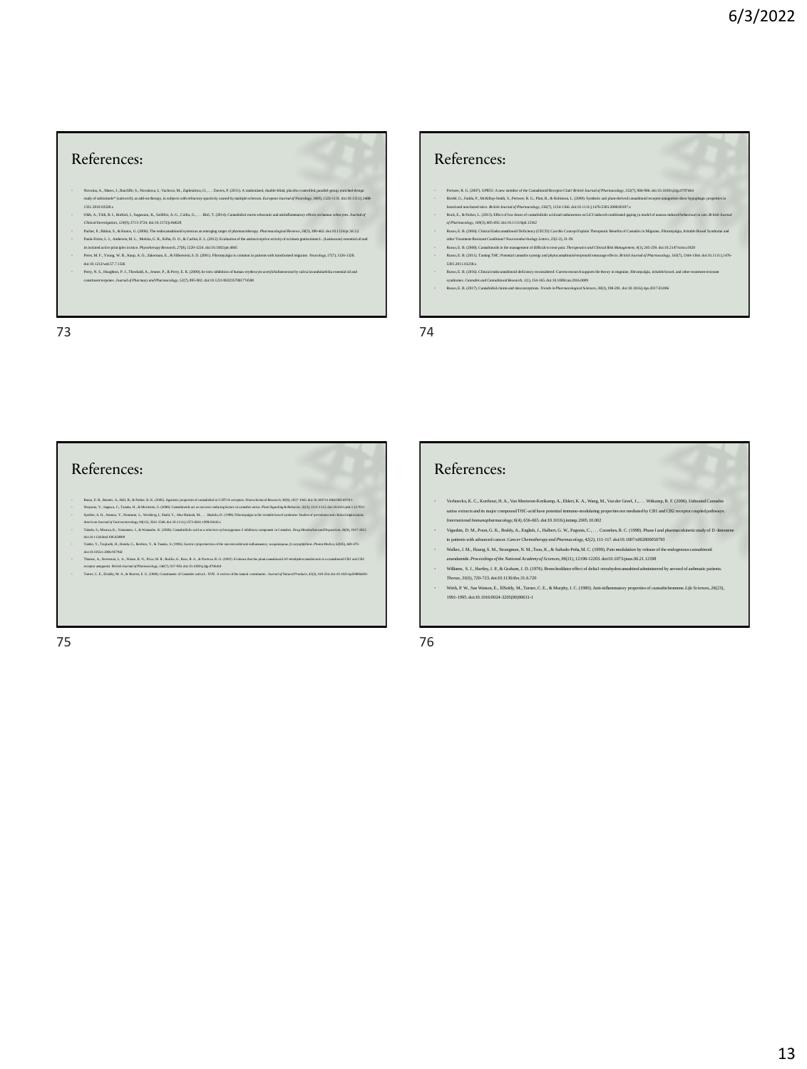# References:

- Novotna, A., Mares, J., Ratcliffe, S., Novakova, I., Vachova, M., Zapletalova, O., . . . Davies, P. (2011). A randomized, double-blind, placebo-controlled, parallel-group, enriched-design study of nabiximols* (sativex®), as add-on therapy, in subjects with refractory spasticity caused by multiple sclerosis. *European Journal of Neurology, 18*(9), 1122-1131. doi:10.1111/j.1468-1331.2010.03328.x
- Oláh, A., Tóth, B. I., Borbíró, I., Sugawara, K., Szöllősi, A. G., Czifra, G., . . . Bíró, T. (2014). Cannabidiol exerts sebostatic and antiinflammatory effects on human sebocytes. *Journal of Clinical Investigation, 124*(9), 3713-3724. doi:10.1172/jci64628
- Pacher, P., Bátkai, S., & Kunos, G. (2006). The endocannabinoid system as an emerging target of pharmacotherapy. *Pharmacological Reviews, 58*(3), 389-462. doi:10.1124/pr.58.3.2
- Paula-Freire, L. I., Andersen, M. L., Molska, G. R., Köhn, D. O., & Carlini, E. L. (2012). Evaluation of the antinociceptive activity of ocimum gratissimum L. (Lamiaceae) essential oil and its isolated active principles in mice. *Phytotherapy Research, 27*(8), 1220-1224. doi:10.1002/ptr.4845
- Peres, M. F., Young, W. B., Kaup, A. O., Zukerman, E., & Silberstein, S. D. (2001). Fibromyalgia is common in patients with transformed migraine. *Neurology, 57*(7), 1326-1328. doi:10.1212/wnl.57.7.1326
- Perry, N. S., Houghton, P. J., Theobald, A., Jenner, P., & Perry, E. K. (2000). In-vitro inhibition of human erythrocyte acetylcholinesterase by salvia lavandulaefolia essential oil and constituent terpenes. *Journal of Pharmacy and Pharmacology, 52*(7), 895-902. doi:10.1211/0022357001774580

# References:

- Pertwee, R. G. (2007). GPR55: A new member of the Cannabinoid Receptor Clan? *British Journal of Pharmacology, 152*(7), 984-986. doi:10.1038/sj.bjp.0707464
- Riedel, G., Fadda, P., McKillop-Smith, S., Pertwee, R. G., Platt, B., & Robinson, L. (2009). Synthetic and plant-derived cannabinoid receptor antagonists show hypophagic properties in fasted and non-fasted mice. *British Journal of Pharmacology, 156*(7), 1154-1166. doi:10.1111/j.1476-5381.2008.00107.x
- Rock, E., & Parker, L. (2013). Effect of low doses of cannabidiolic acid and ondansetron on LiCl-induced conditioned gaping (a model of nausea-induced behaviour) in rats. *British Journal of Pharmacology, 169*(3), 685-692. doi:10.1111/bph.12162
- Russo, E. B. (2004). Clinical Endocannabinoid Deficiency (CECD): Can this Concept Explain Therapeutic Benefits of Cannabis in Migraine, Fibromyalgia, Irritable Bowel Syndrome and other Treatment-Resistant Conditions? *Neuroendocrinology Letters, 25*(1-2), 31-39.
- Russo, E. B. (2008). Cannabinoids in the management of difficult to treat pain. *Therapeutics and Clinical Risk Management, 4*(1), 245-259. doi:10.2147/tcrm.s1928
- Russo, E. B. (2011). Taming THC: Potential cannabis synergy and phytocannabinoid-terpenoid entourage effects. *British Journal of Pharmacology, 163*(7), 1344-1364. doi:10.1111/j.1476-5381.2011.01238.x
- Russo, E. B. (2016). Clinical endocannabinoid deficiency reconsidered: Current research supports the theory in migraine, fibromyalgia, irritable bowel, and other treatment-resistant syndromes. *Cannabis and Cannabinoid Research, 1*(1), 154-165. doi:10.1089/can.2016.0009
- Russo, E. B. (2017). Cannabidiol claims and misconceptions. *Trends in Pharmacological Sciences, 38*(3), 198-201. doi:10.1016/j.tips.2017.01.004

# References:

- Russo, E. B., Burnett, A., Hall, B., & Parker, K. K. (2005). Agonistic properties of cannabidiol at 5-HT1A receptors. *Neurochemical Research, 30*(8), 1037-1043. doi:10.1007/s11064-005-6978-1
- Shoyama, Y., Sugawa, C., Tanaka, H., & Morimoto, S. (2008). Cannabinoids act as necrosis-inducing factors in cannabis sativa. *Plant Signaling & Behavior, 3*(12), 1111-1112. doi:10.4161/psb.3.12.7011
- Sperber, A. D., Atzmon, Y., Neumann, L., Weisberg, I., Shalit, Y., Abu-Shakrah, M., . . . Buskila, D. (1999). Fibromyalgia in the irritable bowel syndrome: Studies of prevalence and clinical implications. *American Journal of Gastroenterology, 94*(12), 3541-3546. doi:10.1111/j.1572-0241.1999.01643.x
- Takeda, S., Misawa, K., Yamamoto, I., & Watanabe, K. (2008). Cannabidiolic acid as a selective cyclooxygenase-2 inhibitory component in Cannabis. *Drug Metabolism and Disposition, 36*(9), 1917-1921. doi:10.1124/dmd.108.020909
- Tambe, Y., Tsujiuchi, H., Honda, G., Ikeshiro, Y., & Tanaka, S. (1996). Gastric cytoprotection of the non-steroidal anti-inflammatory sesquiterpene, β-caryophyllene. *Planta Medica, 62*(05), 469-470. doi:10.1055/s-2006-957942
- Thomas, A., Stevenson, L. A., Wease, K. N., Price, M. R., Baillie, G., Ross, R. A., & Pertwee, R. G. (2005). Evidence that the plant cannabinoid Δ9-tetrahydrocannabivarin is a cannabinoid CB1 and CB2 receptor antagonist. *British Journal of Pharmacology, 146*(7), 917-926. doi:10.1038/sj.bjp.0706414
- Turner, C. E., Elsohly, M. A., & Boeren, E. G. (1980). Constituents of Cannabis sativa L. XVII. A review of the natural constituents. *Journal of Natural Products, 43*(2), 169-234. doi:10.1021/np50008a001

# References:

- Verhoeckx, K. C., Korthout, H. A., Van Meeteren-Kreikamp, A., Ehlert, K. A., Wang, M., Van der Greef, J., . . . Witkamp, R. F. (2006). Unheated Cannabis sativa extracts and its major compound THC-acid have potential immuno-modulating properties not mediated by CB1 and CB2 receptor coupled pathways. *International Immunopharmacology, 6*(4), 656-665. doi:10.1016/j.intimp.2005.10.002
- Vigushin, D. M., Poon, G. K., Boddy, A., English, J., Halbert, G. W., Pagonis, C., . . . Coombes, R. C. (1998). Phase I and pharmacokinetic study of D -limonene in patients with advanced cancer. *Cancer Chemotherapy and Pharmacology, 42*(2), 111-117. doi:10.1007/s002800050793
- Walker, J. M., Huang, S. M., Strangman, N. M., Tsou, K., & Sañudo-Peña, M. C. (1999). Pain modulation by release of the endogenous cannabinoid anandamide. *Proceedings of the National Academy of Sciences, 96*(21), 12198-12203. doi:10.1073/pnas.96.21.12198
- Williams, S. J., Hartley, J. P., & Graham, J. D. (1976). Bronchodilator effect of delta1-tetrahydrocannabinol administered by aerosol of asthmatic patients. *Thorax, 31*(6), 720-723. doi:10.1136/thx.31.6.720
- Wirth, P. W., Sue Watson, E., ElSohly, M., Turner, C. E., & Murphy, J. C. (1980). Anti-inflammatory properties of cannabichromene. *Life Sciences, 26*(23), 1991-1995. doi:10.1016/0024-3205(80)90631-1